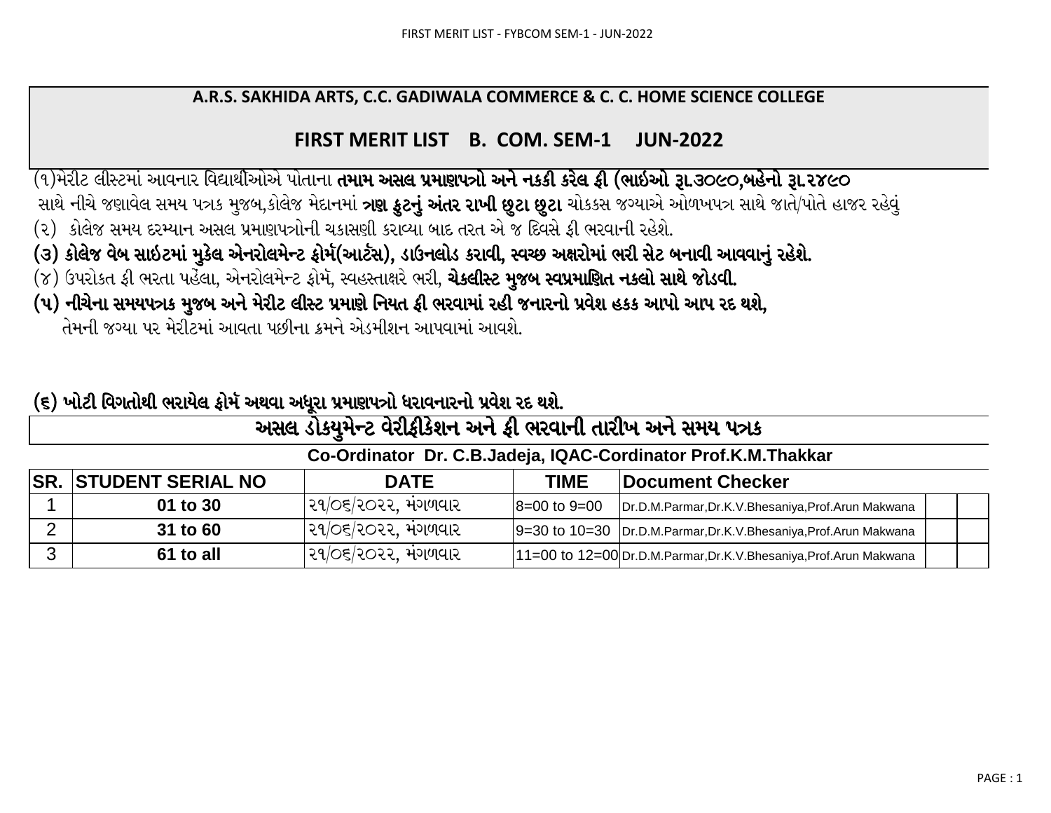## A.R.S. SAKHIDA ARTS, C.C. GADIWALA COMMERCE & C. C. HOME SCIENCE COLLEGE

## FIRST MERIT LIST B. COM. SEM-1 JUN-2022

(૧)મેરીટ લીસ્ટમાં આવનાર વિદ્યાર્થીઓએ પોતાના **તમામ અસલ પ્રમાણપત્રો અને નક્કી કરેલ ફી (ભાઇઓ રૂા.૩૦૯૦,બહેનો રૂા.૨૪૯૦** સાથે નીચે જણાવેલ સમય પત્રક મુજબ,કોલેજ મેદાનમાં **ત્રણ ફુટનું અંતર રાખી છુટા છુટા** ચોકકસ જગ્યાએ ઓળખપત્ર સાથે જાતે/પોતે હાજર રહેવું

(૨) કોલેજ સમય દરમ્યાન અસલ પ્રમાણપત્રોની ચકાસણી કરાવ્યા બાદ તરત એ જ દિવસે ફી ભરવાની રહેશે.

**(૩) કોલેજ વેબ સાઇટમાં મુકેલ એનરોલમેન્ટ ફોર્મ(આર્ટસ), ડાઉનલોડ કરાવી, સ્વચ્છ અક્ષરોમાં ભરી સેટ બનાવી આવવાનું રહેશે.**

(૪) ઉપરોકત ફી ભરતા પહેલા, એનરોલમેન્ટ ફોર્મ, સ્વહસ્તાક્ષરે ભરી, **ચેકલીસ્ટ મુજબ સ્વપ્રમાણિત નકલો સાથે જોડવી.**

**(૫) નીચેના સમયપત્રક મુજબ અને મેરીટ લીસ્ટ પ્રમાણે નિયત ફી ભરવામાં રહી જનારનો પ્રવેશ હકક આપો આપ રદ થશે,**
તેમની જગ્યા પર મેરીટમાં આવતા પછીના ક્રમને એડમીશન આપવામાં આવશે.

**(૬) ખોટી વિગતોથી ભરાયેલ ફોર્મ અથવા અધૂરા પ્રમાણપત્રો ધરાવનારનો પ્રવેશ રદ થશે.**

### અસલ ડોકયુમેન્ટ વેરીફીકેશન અને ફી ભરવાની તારીખ અને સમય પત્રક

**Co-Ordinator Dr. C.B.Jadeja, IQAC-Cordinator Prof.K.M.Thakkar**

| SR. | STUDENT SERIAL NO | DATE | TIME | Document Checker | | |
|---|---|---|---|---|---|---|
| 1 | 01 to 30 | ૨૧/૦૬/૨૦૨૨, મંગળવાર | 8=00 to 9=00 | Dr.D.M.Parmar,Dr.K.V.Bhesaniya,Prof.Arun Makwana | | |
| 2 | 31 to 60 | ૨૧/૦૬/૨૦૨૨, મંગળવાર | 9=30 to 10=30 | Dr.D.M.Parmar,Dr.K.V.Bhesaniya,Prof.Arun Makwana | | |
| 3 | 61 to all | ૨૧/૦૬/૨૦૨૨, મંગળવાર | 11=00 to 12=00 | Dr.D.M.Parmar,Dr.K.V.Bhesaniya,Prof.Arun Makwana | | |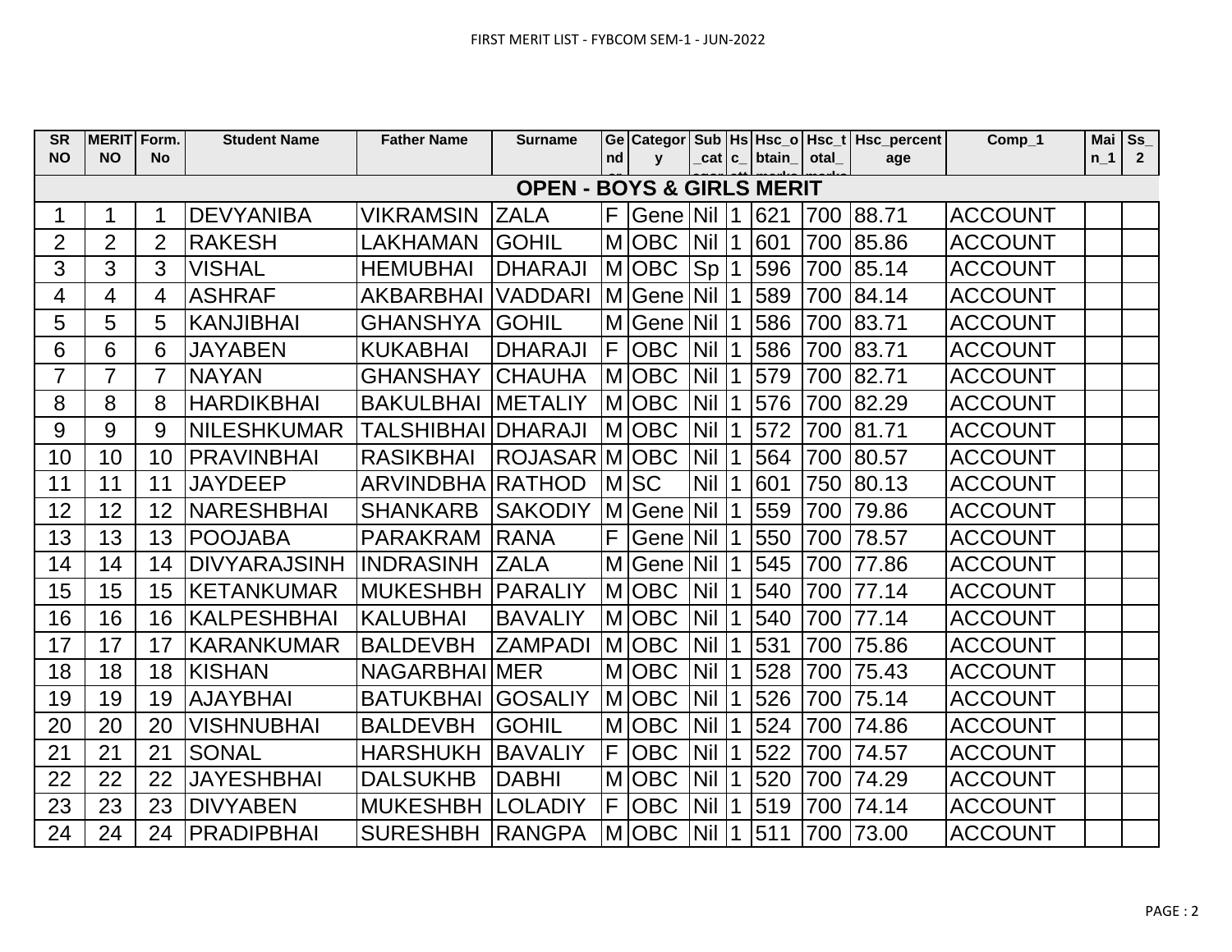FIRST MERIT LIST - FYBCOM SEM-1 - JUN-2022

| SR NO | MERIT NO | Form. No | Student Name | Father Name | Surname | Gender | Category | Sub_category | Hsc_att | Hsc_obtain_marks | Hsc_total_marks | Hsc_percentage | Comp_1 | Main_1 | Ss_2 |
|---|---|---|---|---|---|---|---|---|---|---|---|---|---|---|---|
| **OPEN - BOYS & GIRLS MERIT** | | | | | | | | | | | | | | | |
| 1 | 1 | 1 | DEVYANIBA | VIKRAMSIN | ZALA | F | Gene | Nil | 1 | 621 | 700 | 88.71 | ACCOUNT | | |
| 2 | 2 | 2 | RAKESH | LAKHAMAN | GOHIL | M | OBC | Nil | 1 | 601 | 700 | 85.86 | ACCOUNT | | |
| 3 | 3 | 3 | VISHAL | HEMUBHAI | DHARAJI | M | OBC | Sp | 1 | 596 | 700 | 85.14 | ACCOUNT | | |
| 4 | 4 | 4 | ASHRAF | AKBARBHAI | VADDARI | M | Gene | Nil | 1 | 589 | 700 | 84.14 | ACCOUNT | | |
| 5 | 5 | 5 | KANJIBHAI | GHANSHYA | GOHIL | M | Gene | Nil | 1 | 586 | 700 | 83.71 | ACCOUNT | | |
| 6 | 6 | 6 | JAYABEN | KUKABHAI | DHARAJI | F | OBC | Nil | 1 | 586 | 700 | 83.71 | ACCOUNT | | |
| 7 | 7 | 7 | NAYAN | GHANSHAY | CHAUHA | M | OBC | Nil | 1 | 579 | 700 | 82.71 | ACCOUNT | | |
| 8 | 8 | 8 | HARDIKBHAI | BAKULBHAI | METALIY | M | OBC | Nil | 1 | 576 | 700 | 82.29 | ACCOUNT | | |
| 9 | 9 | 9 | NILESHKUMAR | TALSHIBHAI | DHARAJI | M | OBC | Nil | 1 | 572 | 700 | 81.71 | ACCOUNT | | |
| 10 | 10 | 10 | PRAVINBHAI | RASIKBHAI | ROJASAR | M | OBC | Nil | 1 | 564 | 700 | 80.57 | ACCOUNT | | |
| 11 | 11 | 11 | JAYDEEP | ARVINDBHA | RATHOD | M | SC | Nil | 1 | 601 | 750 | 80.13 | ACCOUNT | | |
| 12 | 12 | 12 | NARESHBHAI | SHANKARB | SAKODIY | M | Gene | Nil | 1 | 559 | 700 | 79.86 | ACCOUNT | | |
| 13 | 13 | 13 | POOJABA | PARAKRAM | RANA | F | Gene | Nil | 1 | 550 | 700 | 78.57 | ACCOUNT | | |
| 14 | 14 | 14 | DIVYARAJSINH | INDRASINH | ZALA | M | Gene | Nil | 1 | 545 | 700 | 77.86 | ACCOUNT | | |
| 15 | 15 | 15 | KETANKUMAR | MUKESHBH | PARALIY | M | OBC | Nil | 1 | 540 | 700 | 77.14 | ACCOUNT | | |
| 16 | 16 | 16 | KALPESHBHAI | KALUBHAI | BAVALIY | M | OBC | Nil | 1 | 540 | 700 | 77.14 | ACCOUNT | | |
| 17 | 17 | 17 | KARANKUMAR | BALDEVBH | ZAMPADI | M | OBC | Nil | 1 | 531 | 700 | 75.86 | ACCOUNT | | |
| 18 | 18 | 18 | KISHAN | NAGARBHAI | MER | M | OBC | Nil | 1 | 528 | 700 | 75.43 | ACCOUNT | | |
| 19 | 19 | 19 | AJAYBHAI | BATUKBHAI | GOSALIY | M | OBC | Nil | 1 | 526 | 700 | 75.14 | ACCOUNT | | |
| 20 | 20 | 20 | VISHNUBHAI | BALDEVBH | GOHIL | M | OBC | Nil | 1 | 524 | 700 | 74.86 | ACCOUNT | | |
| 21 | 21 | 21 | SONAL | HARSHUKH | BAVALIY | F | OBC | Nil | 1 | 522 | 700 | 74.57 | ACCOUNT | | |
| 22 | 22 | 22 | JAYESHBHAI | DALSUKHB | DABHI | M | OBC | Nil | 1 | 520 | 700 | 74.29 | ACCOUNT | | |
| 23 | 23 | 23 | DIVYABEN | MUKESHBH | LOLADIY | F | OBC | Nil | 1 | 519 | 700 | 74.14 | ACCOUNT | | |
| 24 | 24 | 24 | PRADIPBHAI | SURESHBH | RANGPA | M | OBC | Nil | 1 | 511 | 700 | 73.00 | ACCOUNT | | |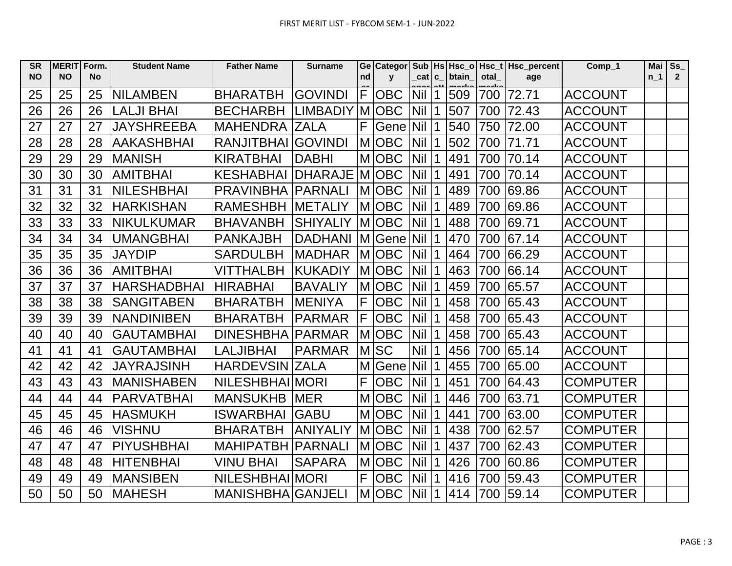# FIRST MERIT LIST - FYBCOM SEM-1 - JUN-2022

| SR NO | MERIT NO | Form. No | Student Name | Father Name | Surname | Gender | Category | Sub_category | Hsc_att | Hsc_obtain_marks | Hsc_total_marks | Hsc_percentage | Comp_1 | Main_1 | Ss_2 |
|---|---|---|---|---|---|---|---|---|---|---|---|---|---|---|---|
| 25 | 25 | 25 | NILAMBEN | BHARATBH | GOVINDI | F | OBC | Nil | 1 | 509 | 700 | 72.71 | ACCOUNT | | |
| 26 | 26 | 26 | LALJI BHAI | BECHARBH | LIMBADIY | M | OBC | Nil | 1 | 507 | 700 | 72.43 | ACCOUNT | | |
| 27 | 27 | 27 | JAYSHREEBA | MAHENDRA | ZALA | F | Gene | Nil | 1 | 540 | 750 | 72.00 | ACCOUNT | | |
| 28 | 28 | 28 | AAKASHBHAI | RANJITBHAI | GOVINDI | M | OBC | Nil | 1 | 502 | 700 | 71.71 | ACCOUNT | | |
| 29 | 29 | 29 | MANISH | KIRATBHAI | DABHI | M | OBC | Nil | 1 | 491 | 700 | 70.14 | ACCOUNT | | |
| 30 | 30 | 30 | AMITBHAI | KESHABHAI | DHARAJE | M | OBC | Nil | 1 | 491 | 700 | 70.14 | ACCOUNT | | |
| 31 | 31 | 31 | NILESHBHAI | PRAVINBHA | PARNALI | M | OBC | Nil | 1 | 489 | 700 | 69.86 | ACCOUNT | | |
| 32 | 32 | 32 | HARKISHAN | RAMESHBH | METALIY | M | OBC | Nil | 1 | 489 | 700 | 69.86 | ACCOUNT | | |
| 33 | 33 | 33 | NIKULKUMAR | BHAVANBH | SHIYALIY | M | OBC | Nil | 1 | 488 | 700 | 69.71 | ACCOUNT | | |
| 34 | 34 | 34 | UMANGBHAI | PANKAJBH | DADHANI | M | Gene | Nil | 1 | 470 | 700 | 67.14 | ACCOUNT | | |
| 35 | 35 | 35 | JAYDIP | SARDULBH | MADHAR | M | OBC | Nil | 1 | 464 | 700 | 66.29 | ACCOUNT | | |
| 36 | 36 | 36 | AMITBHAI | VITTHALBH | KUKADIY | M | OBC | Nil | 1 | 463 | 700 | 66.14 | ACCOUNT | | |
| 37 | 37 | 37 | HARSHADBHAI | HIRABHAI | BAVALIY | M | OBC | Nil | 1 | 459 | 700 | 65.57 | ACCOUNT | | |
| 38 | 38 | 38 | SANGITABEN | BHARATBH | MENIYA | F | OBC | Nil | 1 | 458 | 700 | 65.43 | ACCOUNT | | |
| 39 | 39 | 39 | NANDINIBEN | BHARATBH | PARMAR | F | OBC | Nil | 1 | 458 | 700 | 65.43 | ACCOUNT | | |
| 40 | 40 | 40 | GAUTAMBHAI | DINESHBHA | PARMAR | M | OBC | Nil | 1 | 458 | 700 | 65.43 | ACCOUNT | | |
| 41 | 41 | 41 | GAUTAMBHAI | LALJIBHAI | PARMAR | M | SC | Nil | 1 | 456 | 700 | 65.14 | ACCOUNT | | |
| 42 | 42 | 42 | JAYRAJSINH | HARDEVSIN | ZALA | M | Gene | Nil | 1 | 455 | 700 | 65.00 | ACCOUNT | | |
| 43 | 43 | 43 | MANISHABEN | NILESHBHAI | MORI | F | OBC | Nil | 1 | 451 | 700 | 64.43 | COMPUTER | | |
| 44 | 44 | 44 | PARVATBHAI | MANSUKHB | MER | M | OBC | Nil | 1 | 446 | 700 | 63.71 | COMPUTER | | |
| 45 | 45 | 45 | HASMUKH | ISWARBHAI | GABU | M | OBC | Nil | 1 | 441 | 700 | 63.00 | COMPUTER | | |
| 46 | 46 | 46 | VISHNU | BHARATBH | ANIYALIY | M | OBC | Nil | 1 | 438 | 700 | 62.57 | COMPUTER | | |
| 47 | 47 | 47 | PIYUSHBHAI | MAHIPATBH | PARNALI | M | OBC | Nil | 1 | 437 | 700 | 62.43 | COMPUTER | | |
| 48 | 48 | 48 | HITENBHAI | VINU BHAI | SAPARA | M | OBC | Nil | 1 | 426 | 700 | 60.86 | COMPUTER | | |
| 49 | 49 | 49 | MANSIBEN | NILESHBHAI | MORI | F | OBC | Nil | 1 | 416 | 700 | 59.43 | COMPUTER | | |
| 50 | 50 | 50 | MAHESH | MANISHBHA | GANJELI | M | OBC | Nil | 1 | 414 | 700 | 59.14 | COMPUTER | | |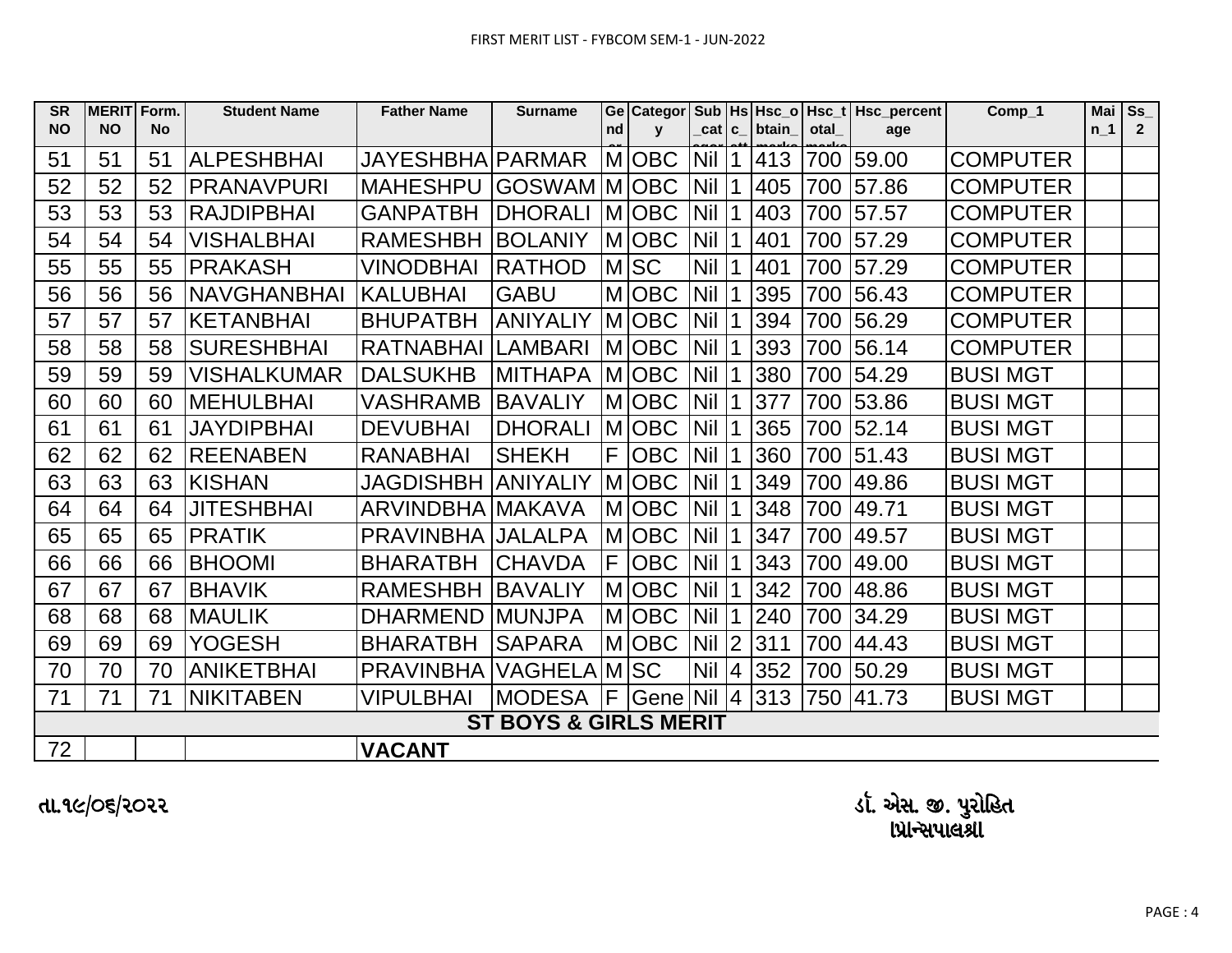FIRST MERIT LIST - FYBCOM SEM-1 - JUN-2022

| SR NO | MERIT NO | Form. No | Student Name | Father Name | Surname | Gender | Category | Sub_category | Hsc_att | Hsc_obtain_marks | Hsc_total_marks | Hsc_percentage | Comp_1 | Main_1 | Ss_2 |
|---|---|---|---|---|---|---|---|---|---|---|---|---|---|---|---|
| 51 | 51 | 51 | ALPESHBHAI | JAYESHBHA | PARMAR | M | OBC | Nil | 1 | 413 | 700 | 59.00 | COMPUTER | | |
| 52 | 52 | 52 | PRANAVPURI | MAHESHPU | GOSWAM | M | OBC | Nil | 1 | 405 | 700 | 57.86 | COMPUTER | | |
| 53 | 53 | 53 | RAJDIPBHAI | GANPATBH | DHORALI | M | OBC | Nil | 1 | 403 | 700 | 57.57 | COMPUTER | | |
| 54 | 54 | 54 | VISHALBHAI | RAMESHBH | BOLANIY | M | OBC | Nil | 1 | 401 | 700 | 57.29 | COMPUTER | | |
| 55 | 55 | 55 | PRAKASH | VINODBHAI | RATHOD | M | SC | Nil | 1 | 401 | 700 | 57.29 | COMPUTER | | |
| 56 | 56 | 56 | NAVGHANBHAI | KALUBHAI | GABU | M | OBC | Nil | 1 | 395 | 700 | 56.43 | COMPUTER | | |
| 57 | 57 | 57 | KETANBHAI | BHUPATBH | ANIYALIY | M | OBC | Nil | 1 | 394 | 700 | 56.29 | COMPUTER | | |
| 58 | 58 | 58 | SURESHBHAI | RATNABHAI | LAMBARI | M | OBC | Nil | 1 | 393 | 700 | 56.14 | COMPUTER | | |
| 59 | 59 | 59 | VISHALKUMAR | DALSUKHB | MITHAPA | M | OBC | Nil | 1 | 380 | 700 | 54.29 | BUSI MGT | | |
| 60 | 60 | 60 | MEHULBHAI | VASHRAMB | BAVALIY | M | OBC | Nil | 1 | 377 | 700 | 53.86 | BUSI MGT | | |
| 61 | 61 | 61 | JAYDIPBHAI | DEVUBHAI | DHORALI | M | OBC | Nil | 1 | 365 | 700 | 52.14 | BUSI MGT | | |
| 62 | 62 | 62 | REENABEN | RANABHAI | SHEKH | F | OBC | Nil | 1 | 360 | 700 | 51.43 | BUSI MGT | | |
| 63 | 63 | 63 | KISHAN | JAGDISHBH | ANIYALIY | M | OBC | Nil | 1 | 349 | 700 | 49.86 | BUSI MGT | | |
| 64 | 64 | 64 | JITESHBHAI | ARVINDBHA | MAKAVA | M | OBC | Nil | 1 | 348 | 700 | 49.71 | BUSI MGT | | |
| 65 | 65 | 65 | PRATIK | PRAVINBHA | JALALPA | M | OBC | Nil | 1 | 347 | 700 | 49.57 | BUSI MGT | | |
| 66 | 66 | 66 | BHOOMI | BHARATBH | CHAVDA | F | OBC | Nil | 1 | 343 | 700 | 49.00 | BUSI MGT | | |
| 67 | 67 | 67 | BHAVIK | RAMESHBH | BAVALIY | M | OBC | Nil | 1 | 342 | 700 | 48.86 | BUSI MGT | | |
| 68 | 68 | 68 | MAULIK | DHARMEND | MUNJPA | M | OBC | Nil | 1 | 240 | 700 | 34.29 | BUSI MGT | | |
| 69 | 69 | 69 | YOGESH | BHARATBH | SAPARA | M | OBC | Nil | 2 | 311 | 700 | 44.43 | BUSI MGT | | |
| 70 | 70 | 70 | ANIKETBHAI | PRAVINBHA | VAGHELA | M | SC | Nil | 4 | 352 | 700 | 50.29 | BUSI MGT | | |
| 71 | 71 | 71 | NIKITABEN | VIPULBHAI | MODESA | F | Gene | Nil | 4 | 313 | 750 | 41.73 | BUSI MGT | | |
| **ST BOYS & GIRLS MERIT** | | | | | | | | | | | | | | | |
| 72 | | | | **VACANT** | | | | | | | | | | | |

તા.૧૯/૦૬/૨૦૨૨

ડૉ. એસ. જી. પુરોહિત
પ્રિન્સિપાલશ્રી